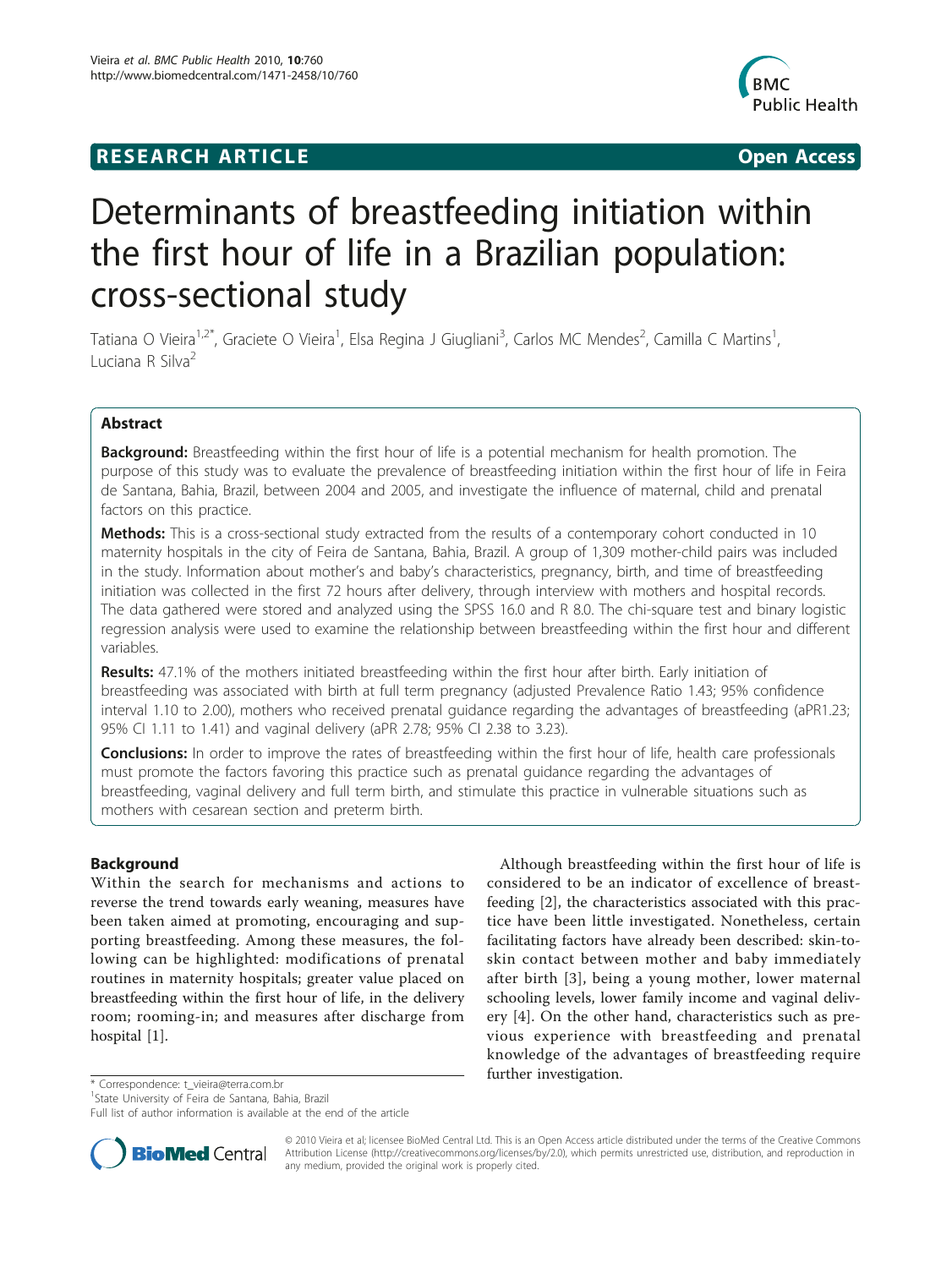**RESEARCH ARTICLE** **Open Access**

# Determinants of breastfeeding initiation within the first hour of life in a Brazilian population: cross-sectional study

Tatiana O Vieira[1,2*], Graciete O Vieira[1], Elsa Regina J Giugliani[3], Carlos MC Mendes[2], Camilla C Martins[1], Luciana R Silva[2]

## Abstract

**Background:** Breastfeeding within the first hour of life is a potential mechanism for health promotion. The purpose of this study was to evaluate the prevalence of breastfeeding initiation within the first hour of life in Feira de Santana, Bahia, Brazil, between 2004 and 2005, and investigate the influence of maternal, child and prenatal factors on this practice.

**Methods:** This is a cross-sectional study extracted from the results of a contemporary cohort conducted in 10 maternity hospitals in the city of Feira de Santana, Bahia, Brazil. A group of 1,309 mother-child pairs was included in the study. Information about mother's and baby's characteristics, pregnancy, birth, and time of breastfeeding initiation was collected in the first 72 hours after delivery, through interview with mothers and hospital records. The data gathered were stored and analyzed using the SPSS 16.0 and R 8.0. The chi-square test and binary logistic regression analysis were used to examine the relationship between breastfeeding within the first hour and different variables.

**Results:** 47.1% of the mothers initiated breastfeeding within the first hour after birth. Early initiation of breastfeeding was associated with birth at full term pregnancy (adjusted Prevalence Ratio 1.43; 95% confidence interval 1.10 to 2.00), mothers who received prenatal guidance regarding the advantages of breastfeeding (aPR1.23; 95% CI 1.11 to 1.41) and vaginal delivery (aPR 2.78; 95% CI 2.38 to 3.23).

**Conclusions:** In order to improve the rates of breastfeeding within the first hour of life, health care professionals must promote the factors favoring this practice such as prenatal guidance regarding the advantages of breastfeeding, vaginal delivery and full term birth, and stimulate this practice in vulnerable situations such as mothers with cesarean section and preterm birth.

## Background

Within the search for mechanisms and actions to reverse the trend towards early weaning, measures have been taken aimed at promoting, encouraging and supporting breastfeeding. Among these measures, the following can be highlighted: modifications of prenatal routines in maternity hospitals; greater value placed on breastfeeding within the first hour of life, in the delivery room; rooming-in; and measures after discharge from hospital [1].

Although breastfeeding within the first hour of life is considered to be an indicator of excellence of breastfeeding [2], the characteristics associated with this practice have been little investigated. Nonetheless, certain facilitating factors have already been described: skin-to-skin contact between mother and baby immediately after birth [3], being a young mother, lower maternal schooling levels, lower family income and vaginal delivery [4]. On the other hand, characteristics such as previous experience with breastfeeding and prenatal knowledge of the advantages of breastfeeding require further investigation.

\* Correspondence: t_vieira@terra.com.br
[1]State University of Feira de Santana, Bahia, Brazil
Full list of author information is available at the end of the article

© 2010 Vieira et al; licensee BioMed Central Ltd. This is an Open Access article distributed under the terms of the Creative Commons Attribution License (http://creativecommons.org/licenses/by/2.0), which permits unrestricted use, distribution, and reproduction in any medium, provided the original work is properly cited.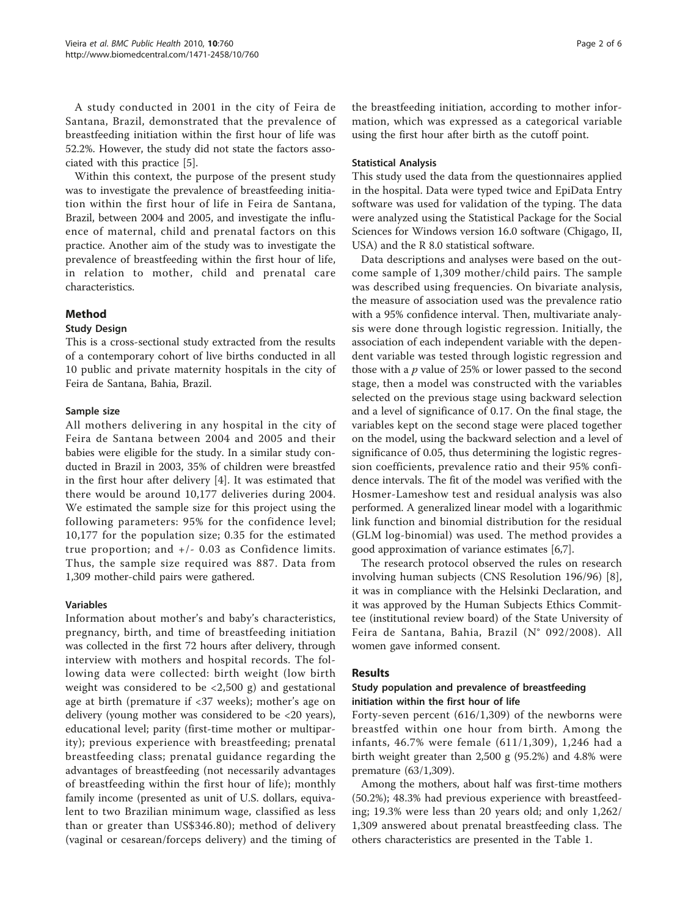A study conducted in 2001 in the city of Feira de Santana, Brazil, demonstrated that the prevalence of breastfeeding initiation within the first hour of life was 52.2%. However, the study did not state the factors associated with this practice [5].

Within this context, the purpose of the present study was to investigate the prevalence of breastfeeding initiation within the first hour of life in Feira de Santana, Brazil, between 2004 and 2005, and investigate the influence of maternal, child and prenatal factors on this practice. Another aim of the study was to investigate the prevalence of breastfeeding within the first hour of life, in relation to mother, child and prenatal care characteristics.

## Method

### Study Design

This is a cross-sectional study extracted from the results of a contemporary cohort of live births conducted in all 10 public and private maternity hospitals in the city of Feira de Santana, Bahia, Brazil.

### Sample size

All mothers delivering in any hospital in the city of Feira de Santana between 2004 and 2005 and their babies were eligible for the study. In a similar study conducted in Brazil in 2003, 35% of children were breastfed in the first hour after delivery [4]. It was estimated that there would be around 10,177 deliveries during 2004. We estimated the sample size for this project using the following parameters: 95% for the confidence level; 10,177 for the population size; 0.35 for the estimated true proportion; and +/- 0.03 as Confidence limits. Thus, the sample size required was 887. Data from 1,309 mother-child pairs were gathered.

### Variables

Information about mother's and baby's characteristics, pregnancy, birth, and time of breastfeeding initiation was collected in the first 72 hours after delivery, through interview with mothers and hospital records. The following data were collected: birth weight (low birth weight was considered to be <2,500 g) and gestational age at birth (premature if <37 weeks); mother's age on delivery (young mother was considered to be <20 years), educational level; parity (first-time mother or multiparity); previous experience with breastfeeding; prenatal breastfeeding class; prenatal guidance regarding the advantages of breastfeeding (not necessarily advantages of breastfeeding within the first hour of life); monthly family income (presented as unit of U.S. dollars, equivalent to two Brazilian minimum wage, classified as less than or greater than US$346.80); method of delivery (vaginal or cesarean/forceps delivery) and the timing of the breastfeeding initiation, according to mother information, which was expressed as a categorical variable using the first hour after birth as the cutoff point.

### Statistical Analysis

This study used the data from the questionnaires applied in the hospital. Data were typed twice and EpiData Entry software was used for validation of the typing. The data were analyzed using the Statistical Package for the Social Sciences for Windows version 16.0 software (Chigago, II, USA) and the R 8.0 statistical software.

Data descriptions and analyses were based on the outcome sample of 1,309 mother/child pairs. The sample was described using frequencies. On bivariate analysis, the measure of association used was the prevalence ratio with a 95% confidence interval. Then, multivariate analysis were done through logistic regression. Initially, the association of each independent variable with the dependent variable was tested through logistic regression and those with a $p$ value of 25% or lower passed to the second stage, then a model was constructed with the variables selected on the previous stage using backward selection and a level of significance of 0.17. On the final stage, the variables kept on the second stage were placed together on the model, using the backward selection and a level of significance of 0.05, thus determining the logistic regression coefficients, prevalence ratio and their 95% confidence intervals. The fit of the model was verified with the Hosmer-Lameshow test and residual analysis was also performed. A generalized linear model with a logarithmic link function and binomial distribution for the residual (GLM log-binomial) was used. The method provides a good approximation of variance estimates [6,7].

The research protocol observed the rules on research involving human subjects (CNS Resolution 196/96) [8], it was in compliance with the Helsinki Declaration, and it was approved by the Human Subjects Ethics Committee (institutional review board) of the State University of Feira de Santana, Bahia, Brazil (N° 092/2008). All women gave informed consent.

## Results

### Study population and prevalence of breastfeeding initiation within the first hour of life

Forty-seven percent (616/1,309) of the newborns were breastfed within one hour from birth. Among the infants, 46.7% were female (611/1,309), 1,246 had a birth weight greater than 2,500 g (95.2%) and 4.8% were premature (63/1,309).

Among the mothers, about half was first-time mothers (50.2%); 48.3% had previous experience with breastfeeding; 19.3% were less than 20 years old; and only 1,262/1,309 answered about prenatal breastfeeding class. The others characteristics are presented in the Table 1.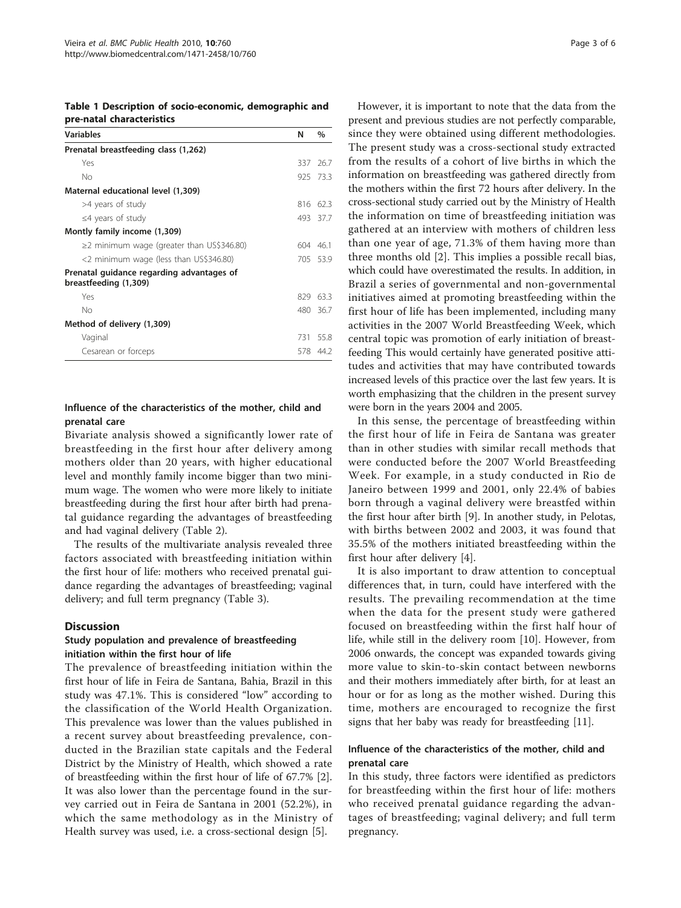**Table 1 Description of socio-economic, demographic and pre-natal characteristics**

| Variables | N | % |
|---|---|---|
| **Prenatal breastfeeding class (1,262)** | | |
| Yes | 337 | 26.7 |
| No | 925 | 73.3 |
| **Maternal educational level (1,309)** | | |
| >4 years of study | 816 | 62.3 |
| ≤4 years of study | 493 | 37.7 |
| **Montly family income (1,309)** | | |
| ≥2 minimum wage (greater than US$346.80) | 604 | 46.1 |
| <2 minimum wage (less than US$346.80) | 705 | 53.9 |
| **Prenatal guidance regarding advantages of breastfeeding (1,309)** | | |
| Yes | 829 | 63.3 |
| No | 480 | 36.7 |
| **Method of delivery (1,309)** | | |
| Vaginal | 731 | 55.8 |
| Cesarean or forceps | 578 | 44.2 |

### Influence of the characteristics of the mother, child and prenatal care

Bivariate analysis showed a significantly lower rate of breastfeeding in the first hour after delivery among mothers older than 20 years, with higher educational level and monthly family income bigger than two minimum wage. The women who were more likely to initiate breastfeeding during the first hour after birth had prenatal guidance regarding the advantages of breastfeeding and had vaginal delivery (Table 2).

The results of the multivariate analysis revealed three factors associated with breastfeeding initiation within the first hour of life: mothers who received prenatal guidance regarding the advantages of breastfeeding; vaginal delivery; and full term pregnancy (Table 3).

## Discussion

### Study population and prevalence of breastfeeding initiation within the first hour of life

The prevalence of breastfeeding initiation within the first hour of life in Feira de Santana, Bahia, Brazil in this study was 47.1%. This is considered "low" according to the classification of the World Health Organization. This prevalence was lower than the values published in a recent survey about breastfeeding prevalence, conducted in the Brazilian state capitals and the Federal District by the Ministry of Health, which showed a rate of breastfeeding within the first hour of life of 67.7% [2]. It was also lower than the percentage found in the survey carried out in Feira de Santana in 2001 (52.2%), in which the same methodology as in the Ministry of Health survey was used, i.e. a cross-sectional design [5].

However, it is important to note that the data from the present and previous studies are not perfectly comparable, since they were obtained using different methodologies. The present study was a cross-sectional study extracted from the results of a cohort of live births in which the information on breastfeeding was gathered directly from the mothers within the first 72 hours after delivery. In the cross-sectional study carried out by the Ministry of Health the information on time of breastfeeding initiation was gathered at an interview with mothers of children less than one year of age, 71.3% of them having more than three months old [2]. This implies a possible recall bias, which could have overestimated the results. In addition, in Brazil a series of governmental and non-governmental initiatives aimed at promoting breastfeeding within the first hour of life has been implemented, including many activities in the 2007 World Breastfeeding Week, which central topic was promotion of early initiation of breastfeeding This would certainly have generated positive attitudes and activities that may have contributed towards increased levels of this practice over the last few years. It is worth emphasizing that the children in the present survey were born in the years 2004 and 2005.

In this sense, the percentage of breastfeeding within the first hour of life in Feira de Santana was greater than in other studies with similar recall methods that were conducted before the 2007 World Breastfeeding Week. For example, in a study conducted in Rio de Janeiro between 1999 and 2001, only 22.4% of babies born through a vaginal delivery were breastfed within the first hour after birth [9]. In another study, in Pelotas, with births between 2002 and 2003, it was found that 35.5% of the mothers initiated breastfeeding within the first hour after delivery [4].

It is also important to draw attention to conceptual differences that, in turn, could have interfered with the results. The prevailing recommendation at the time when the data for the present study were gathered focused on breastfeeding within the first half hour of life, while still in the delivery room [10]. However, from 2006 onwards, the concept was expanded towards giving more value to skin-to-skin contact between newborns and their mothers immediately after birth, for at least an hour or for as long as the mother wished. During this time, mothers are encouraged to recognize the first signs that her baby was ready for breastfeeding [11].

### Influence of the characteristics of the mother, child and prenatal care

In this study, three factors were identified as predictors for breastfeeding within the first hour of life: mothers who received prenatal guidance regarding the advantages of breastfeeding; vaginal delivery; and full term pregnancy.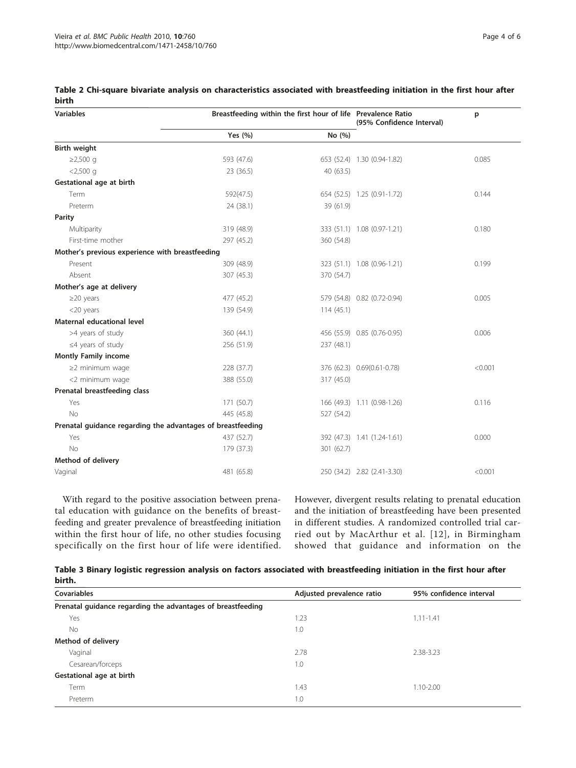**Table 2 Chi-square bivariate analysis on characteristics associated with breastfeeding initiation in the first hour after birth**

| Variables | Breastfeeding within the first hour of life | | Prevalence Ratio (95% Confidence Interval) | p |
|---|---|---|---|---|
| | Yes (%) | No (%) | | |
| **Birth weight** | | | | |
| ≥2,500 g | 593 (47.6) | 653 (52.4) | 1.30 (0.94-1.82) | 0.085 |
| <2,500 g | 23 (36.5) | 40 (63.5) | | |
| **Gestational age at birth** | | | | |
| Term | 592(47.5) | 654 (52.5) | 1.25 (0.91-1.72) | 0.144 |
| Preterm | 24 (38.1) | 39 (61.9) | | |
| **Parity** | | | | |
| Multiparity | 319 (48.9) | 333 (51.1) | 1.08 (0.97-1.21) | 0.180 |
| First-time mother | 297 (45.2) | 360 (54.8) | | |
| **Mother's previous experience with breastfeeding** | | | | |
| Present | 309 (48.9) | 323 (51.1) | 1.08 (0.96-1.21) | 0.199 |
| Absent | 307 (45.3) | 370 (54.7) | | |
| **Mother's age at delivery** | | | | |
| ≥20 years | 477 (45.2) | 579 (54.8) | 0.82 (0.72-0.94) | 0.005 |
| <20 years | 139 (54.9) | 114 (45.1) | | |
| **Maternal educational level** | | | | |
| >4 years of study | 360 (44.1) | 456 (55.9) | 0.85 (0.76-0.95) | 0.006 |
| ≤4 years of study | 256 (51.9) | 237 (48.1) | | |
| **Montly Family income** | | | | |
| ≥2 minimum wage | 228 (37.7) | 376 (62.3) | 0.69(0.61-0.78) | <0.001 |
| <2 minimum wage | 388 (55.0) | 317 (45.0) | | |
| **Prenatal breastfeeding class** | | | | |
| Yes | 171 (50.7) | 166 (49.3) | 1.11 (0.98-1.26) | 0.116 |
| No | 445 (45.8) | 527 (54.2) | | |
| **Prenatal guidance regarding the advantages of breastfeeding** | | | | |
| Yes | 437 (52.7) | 392 (47.3) | 1.41 (1.24-1.61) | 0.000 |
| No | 179 (37.3) | 301 (62.7) | | |
| **Method of delivery** | | | | |
| Vaginal | 481 (65.8) | 250 (34.2) | 2.82 (2.41-3.30) | <0.001 |

With regard to the positive association between prenatal education with guidance on the benefits of breastfeeding and greater prevalence of breastfeeding initiation within the first hour of life, no other studies focusing specifically on the first hour of life were identified. However, divergent results relating to prenatal education and the initiation of breastfeeding have been presented in different studies. A randomized controlled trial carried out by MacArthur et al. [12], in Birmingham showed that guidance and information on the

**Table 3 Binary logistic regression analysis on factors associated with breastfeeding initiation in the first hour after birth.**

| Covariables | Adjusted prevalence ratio | 95% confidence interval |
|---|---|---|
| **Prenatal guidance regarding the advantages of breastfeeding** | | |
| Yes | 1.23 | 1.11-1.41 |
| No | 1.0 | |
| **Method of delivery** | | |
| Vaginal | 2.78 | 2.38-3.23 |
| Cesarean/forceps | 1.0 | |
| **Gestational age at birth** | | |
| Term | 1.43 | 1.10-2.00 |
| Preterm | 1.0 | |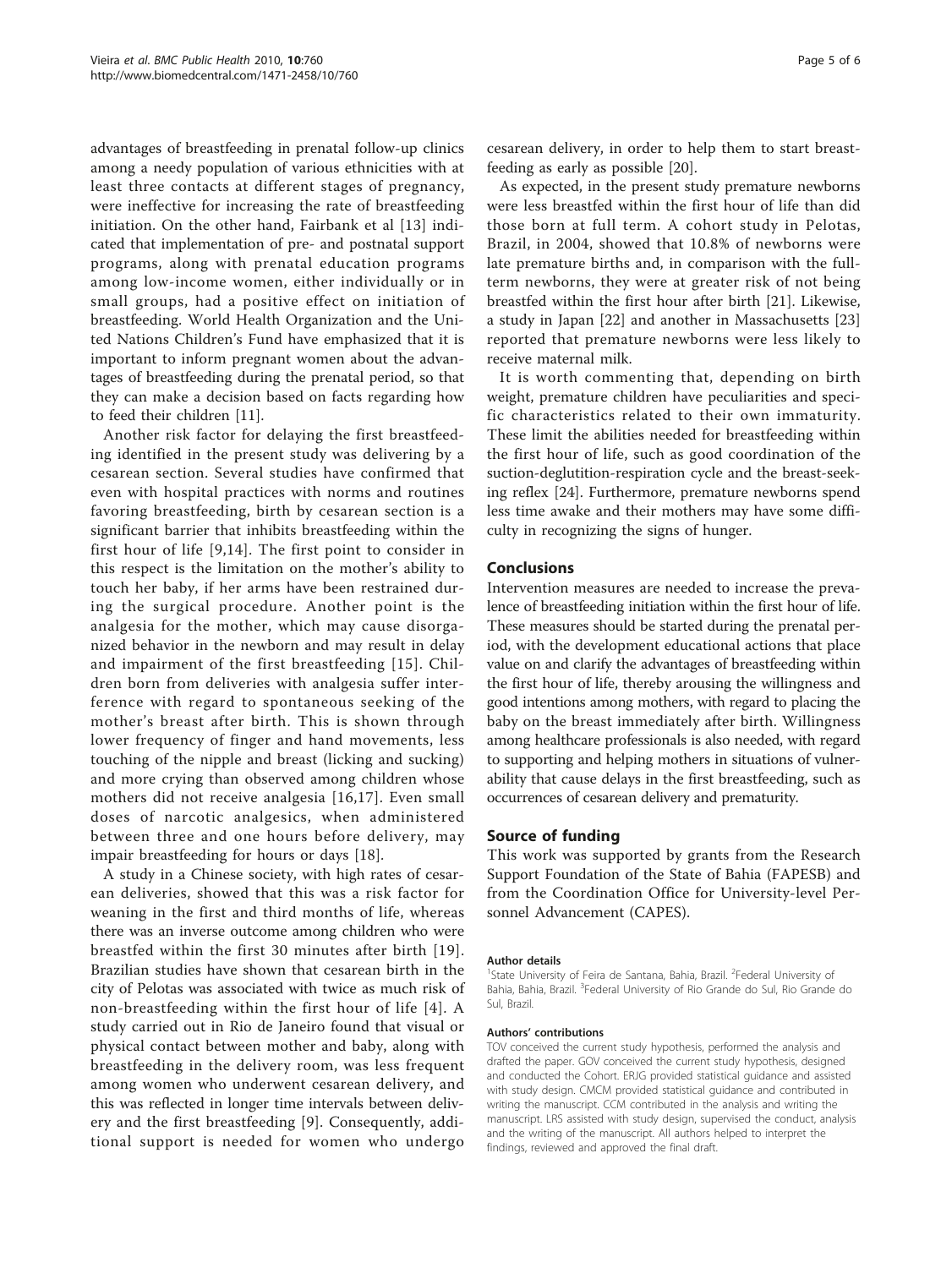advantages of breastfeeding in prenatal follow-up clinics among a needy population of various ethnicities with at least three contacts at different stages of pregnancy, were ineffective for increasing the rate of breastfeeding initiation. On the other hand, Fairbank et al [13] indicated that implementation of pre- and postnatal support programs, along with prenatal education programs among low-income women, either individually or in small groups, had a positive effect on initiation of breastfeeding. World Health Organization and the United Nations Children's Fund have emphasized that it is important to inform pregnant women about the advantages of breastfeeding during the prenatal period, so that they can make a decision based on facts regarding how to feed their children [11].

Another risk factor for delaying the first breastfeeding identified in the present study was delivering by a cesarean section. Several studies have confirmed that even with hospital practices with norms and routines favoring breastfeeding, birth by cesarean section is a significant barrier that inhibits breastfeeding within the first hour of life [9,14]. The first point to consider in this respect is the limitation on the mother's ability to touch her baby, if her arms have been restrained during the surgical procedure. Another point is the analgesia for the mother, which may cause disorganized behavior in the newborn and may result in delay and impairment of the first breastfeeding [15]. Children born from deliveries with analgesia suffer interference with regard to spontaneous seeking of the mother's breast after birth. This is shown through lower frequency of finger and hand movements, less touching of the nipple and breast (licking and sucking) and more crying than observed among children whose mothers did not receive analgesia [16,17]. Even small doses of narcotic analgesics, when administered between three and one hours before delivery, may impair breastfeeding for hours or days [18].

A study in a Chinese society, with high rates of cesarean deliveries, showed that this was a risk factor for weaning in the first and third months of life, whereas there was an inverse outcome among children who were breastfed within the first 30 minutes after birth [19]. Brazilian studies have shown that cesarean birth in the city of Pelotas was associated with twice as much risk of non-breastfeeding within the first hour of life [4]. A study carried out in Rio de Janeiro found that visual or physical contact between mother and baby, along with breastfeeding in the delivery room, was less frequent among women who underwent cesarean delivery, and this was reflected in longer time intervals between delivery and the first breastfeeding [9]. Consequently, additional support is needed for women who undergo cesarean delivery, in order to help them to start breastfeeding as early as possible [20].

As expected, in the present study premature newborns were less breastfed within the first hour of life than did those born at full term. A cohort study in Pelotas, Brazil, in 2004, showed that 10.8% of newborns were late premature births and, in comparison with the full-term newborns, they were at greater risk of not being breastfed within the first hour after birth [21]. Likewise, a study in Japan [22] and another in Massachusetts [23] reported that premature newborns were less likely to receive maternal milk.

It is worth commenting that, depending on birth weight, premature children have peculiarities and specific characteristics related to their own immaturity. These limit the abilities needed for breastfeeding within the first hour of life, such as good coordination of the suction-deglutition-respiration cycle and the breast-seeking reflex [24]. Furthermore, premature newborns spend less time awake and their mothers may have some difficulty in recognizing the signs of hunger.

## Conclusions

Intervention measures are needed to increase the prevalence of breastfeeding initiation within the first hour of life. These measures should be started during the prenatal period, with the development educational actions that place value on and clarify the advantages of breastfeeding within the first hour of life, thereby arousing the willingness and good intentions among mothers, with regard to placing the baby on the breast immediately after birth. Willingness among healthcare professionals is also needed, with regard to supporting and helping mothers in situations of vulnerability that cause delays in the first breastfeeding, such as occurrences of cesarean delivery and prematurity.

## Source of funding

This work was supported by grants from the Research Support Foundation of the State of Bahia (FAPESB) and from the Coordination Office for University-level Personnel Advancement (CAPES).

#### Author details

[1]State University of Feira de Santana, Bahia, Brazil. [2]Federal University of Bahia, Bahia, Brazil. [3]Federal University of Rio Grande do Sul, Rio Grande do Sul, Brazil.

#### Authors' contributions

TOV conceived the current study hypothesis, performed the analysis and drafted the paper. GOV conceived the current study hypothesis, designed and conducted the Cohort. ERJG provided statistical guidance and assisted with study design. CMCM provided statistical guidance and contributed in writing the manuscript. CCM contributed in the analysis and writing the manuscript. LRS assisted with study design, supervised the conduct, analysis and the writing of the manuscript. All authors helped to interpret the findings, reviewed and approved the final draft.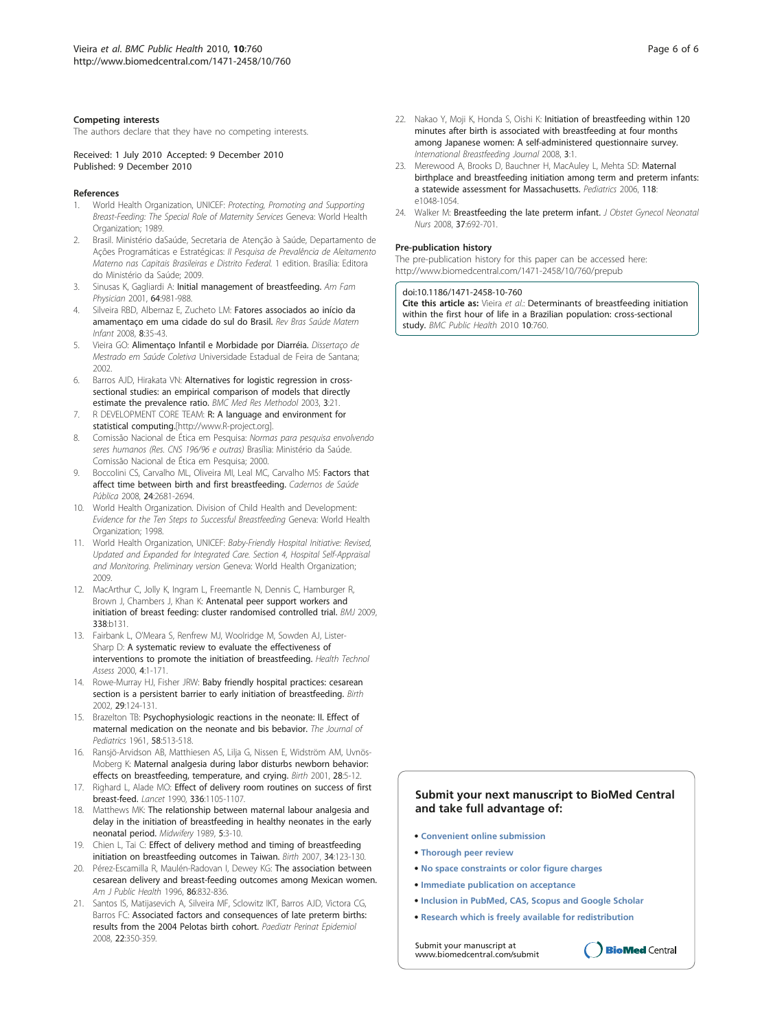## Competing interests

The authors declare that they have no competing interests.

Received: 1 July 2010 Accepted: 9 December 2010
Published: 9 December 2010

## References

1. World Health Organization, UNICEF: *Protecting, Promoting and Supporting Breast-Feeding: The Special Role of Maternity Services* Geneva: World Health Organization; 1989.
2. Brasil. Ministério daSaúde, Secretaria de Atenção à Saúde, Departamento de Ações Programáticas e Estratégicas: *II Pesquisa de Prevalência de Aleitamento Materno nas Capitais Brasileiras e Distrito Federal.* 1 edition. Brasília: Editora do Ministério da Saúde; 2009.
3. Sinusas K, Gagliardi A: **Initial management of breastfeeding.** *Am Fam Physician* 2001, **64**:981-988.
4. Silveira RBD, Albernaz E, Zucheto LM: **Fatores associados ao início da amamentaço em uma cidade do sul do Brasil.** *Rev Bras Saúde Matern Infant* 2008, **8**:35-43.
5. Vieira GO: **Alimentaço Infantil e Morbidade por Diarréia.** *Dissertaço de Mestrado em Saúde Coletiva* Universidade Estadual de Feira de Santana; 2002.
6. Barros AJD, Hirakata VN: **Alternatives for logistic regression in cross-sectional studies: an empirical comparison of models that directly estimate the prevalence ratio.** *BMC Med Res Methodol* 2003, **3**:21.
7. R DEVELOPMENT CORE TEAM: **R: A language and environment for statistical computing.**[http://www.R-project.org].
8. Comissão Nacional de Ética em Pesquisa: *Normas para pesquisa envolvendo seres humanos (Res. CNS 196/96 e outras)* Brasília: Ministério da Saúde. Comissão Nacional de Ética em Pesquisa; 2000.
9. Boccolini CS, Carvalho ML, Oliveira MI, Leal MC, Carvalho MS: **Factors that affect time between birth and first breastfeeding.** *Cadernos de Saúde Pública* 2008, **24**:2681-2694.
10. World Health Organization. Division of Child Health and Development: *Evidence for the Ten Steps to Successful Breastfeeding* Geneva: World Health Organization; 1998.
11. World Health Organization, UNICEF: *Baby-Friendly Hospital Initiative: Revised, Updated and Expanded for Integrated Care. Section 4, Hospital Self-Appraisal and Monitoring. Preliminary version* Geneva: World Health Organization; 2009.
12. MacArthur C, Jolly K, Ingram L, Freemantle N, Dennis C, Hamburger R, Brown J, Chambers J, Khan K: **Antenatal peer support workers and initiation of breast feeding: cluster randomised controlled trial.** *BMJ* 2009, **338**:b131.
13. Fairbank L, O'Meara S, Renfrew MJ, Woolridge M, Sowden AJ, Lister-Sharp D: **A systematic review to evaluate the effectiveness of interventions to promote the initiation of breastfeeding.** *Health Technol Assess* 2000, **4**:1-171.
14. Rowe-Murray HJ, Fisher JRW: **Baby friendly hospital practices: cesarean section is a persistent barrier to early initiation of breastfeeding.** *Birth* 2002, **29**:124-131.
15. Brazelton TB: **Psychophysiologic reactions in the neonate: II. Effect of maternal medication on the neonate and bis behavior.** *The Journal of Pediatrics* 1961, **58**:513-518.
16. Ransjö-Arvidson AB, Matthiesen AS, Lilja G, Nissen E, Widström AM, Uvnös-Moberg K: **Maternal analgesia during labor disturbs newborn behavior: effects on breastfeeding, temperature, and crying.** *Birth* 2001, **28**:5-12.
17. Righard L, Alade MO: **Effect of delivery room routines on success of first breast-feed.** *Lancet* 1990, **336**:1105-1107.
18. Matthews MK: **The relationship between maternal labour analgesia and delay in the initiation of breastfeeding in healthy neonates in the early neonatal period.** *Midwifery* 1989, **5**:3-10.
19. Chien L, Tai C: **Effect of delivery method and timing of breastfeeding initiation on breastfeeding outcomes in Taiwan.** *Birth* 2007, **34**:123-130.
20. Pérez-Escamilla R, Maulén-Radovan I, Dewey KG: **The association between cesarean delivery and breast-feeding outcomes among Mexican women.** *Am J Public Health* 1996, **86**:832-836.
21. Santos IS, Matijasevich A, Silveira MF, Sclowitz IKT, Barros AJD, Victora CG, Barros FC: **Associated factors and consequences of late preterm births: results from the 2004 Pelotas birth cohort.** *Paediatr Perinat Epidemiol* 2008, **22**:350-359.
22. Nakao Y, Moji K, Honda S, Oishi K: **Initiation of breastfeeding within 120 minutes after birth is associated with breastfeeding at four months among Japanese women: A self-administered questionnaire survey.** *International Breastfeeding Journal* 2008, **3**:1.
23. Merewood A, Brooks D, Bauchner H, MacAuley L, Mehta SD: **Maternal birthplace and breastfeeding initiation among term and preterm infants: a statewide assessment for Massachusetts.** *Pediatrics* 2006, **118**: e1048-1054.
24. Walker M: **Breastfeeding the late preterm infant.** *J Obstet Gynecol Neonatal Nurs* 2008, **37**:692-701.

## Pre-publication history

The pre-publication history for this paper can be accessed here:
http://www.biomedcentral.com/1471-2458/10/760/prepub

doi:10.1186/1471-2458-10-760
**Cite this article as:** Vieira *et al.*: Determinants of breastfeeding initiation within the first hour of life in a Brazilian population: cross-sectional study. *BMC Public Health* 2010 **10**:760.

**Submit your next manuscript to BioMed Central and take full advantage of:**

- **Convenient online submission**
- **Thorough peer review**
- **No space constraints or color figure charges**
- **Immediate publication on acceptance**
- **Inclusion in PubMed, CAS, Scopus and Google Scholar**
- **Research which is freely available for redistribution**

Submit your manuscript at
www.biomedcentral.com/submit

BioMed Central